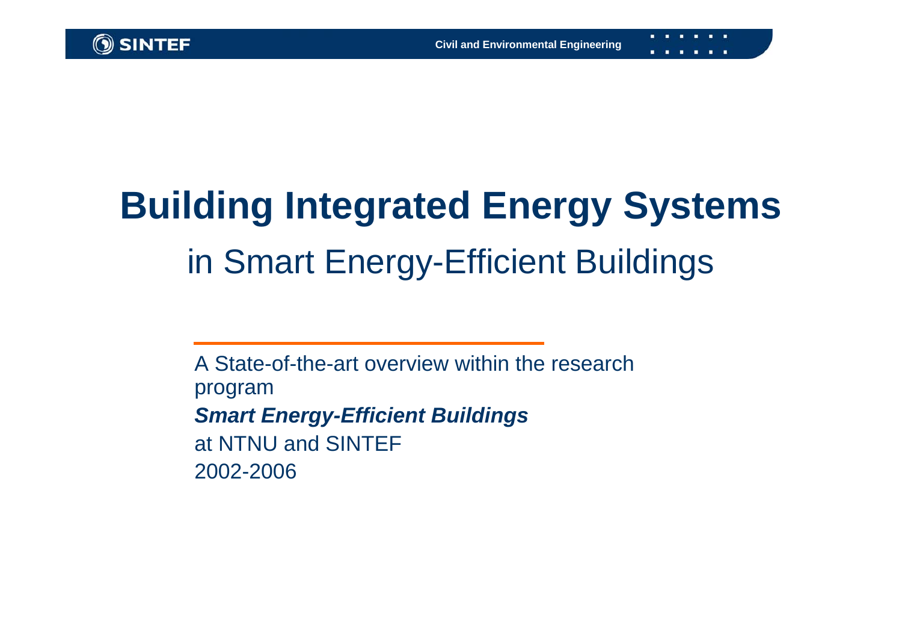# Building Integrated Energy Systems

## in Smart Energy-Efficient Buildings

A State-of-the-art overview within the research program

***Smart Energy-Efficient Buildings***

at NTNU and SINTEF

2002-2006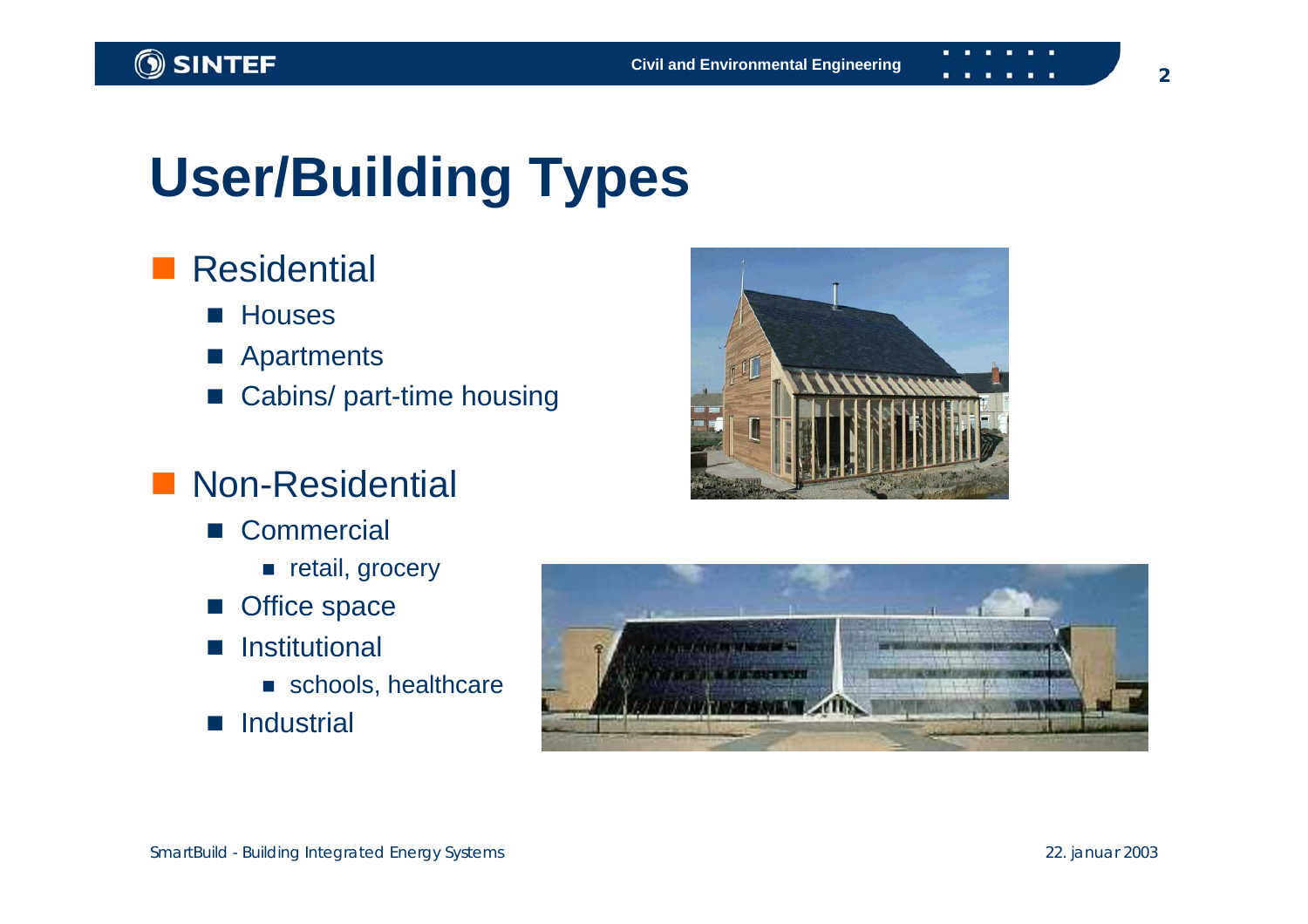# User/Building Types

- Residential
  - Houses
  - Apartments
  - Cabins/ part-time housing
- Non-Residential
  - Commercial
    - retail, grocery
  - Office space
  - Institutional
    - schools, healthcare
  - Industrial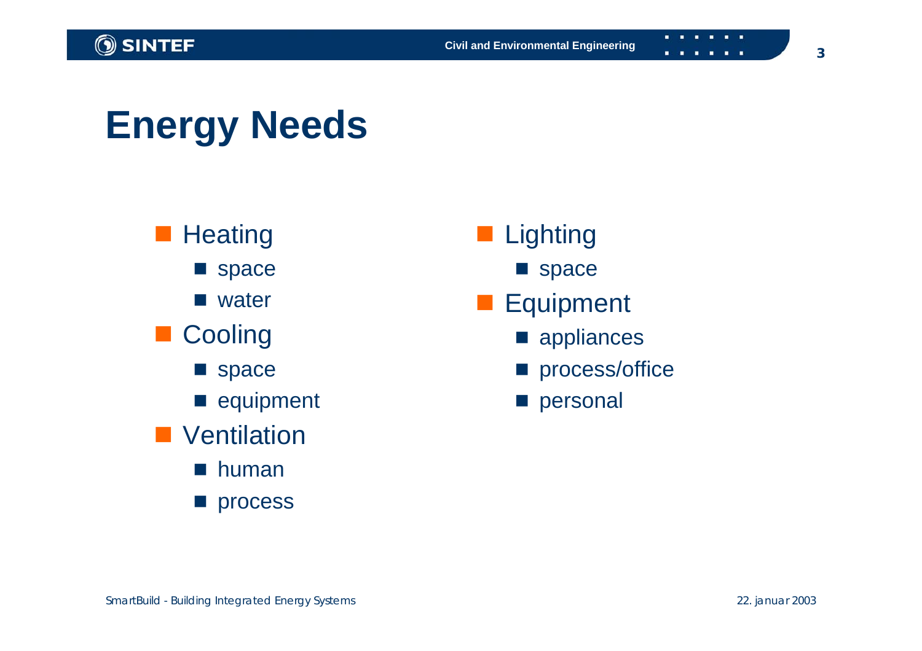# Energy Needs

- Heating
  - space
  - water
- Cooling
  - space
  - equipment
- Ventilation
  - human
  - process
- Lighting
  - space
- Equipment
  - appliances
  - process/office
  - personal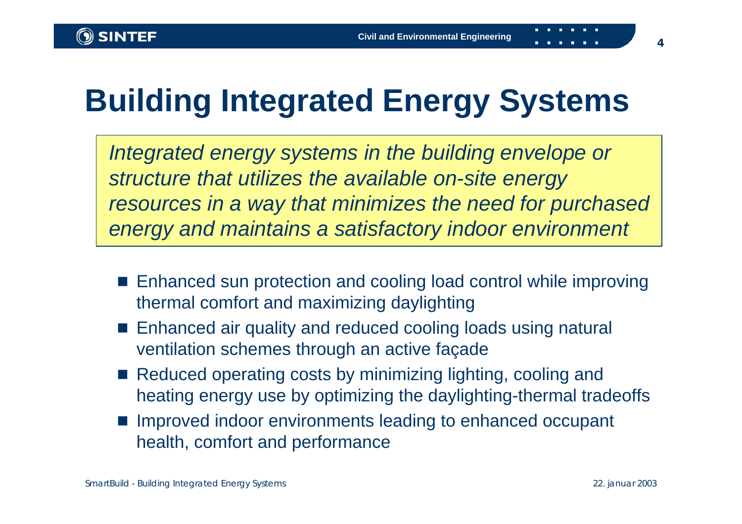# Building Integrated Energy Systems

*Integrated energy systems in the building envelope or structure that utilizes the available on-site energy resources in a way that minimizes the need for purchased energy and maintains a satisfactory indoor environment*

- Enhanced sun protection and cooling load control while improving thermal comfort and maximizing daylighting
- Enhanced air quality and reduced cooling loads using natural ventilation schemes through an active façade
- Reduced operating costs by minimizing lighting, cooling and heating energy use by optimizing the daylighting-thermal tradeoffs
- Improved indoor environments leading to enhanced occupant health, comfort and performance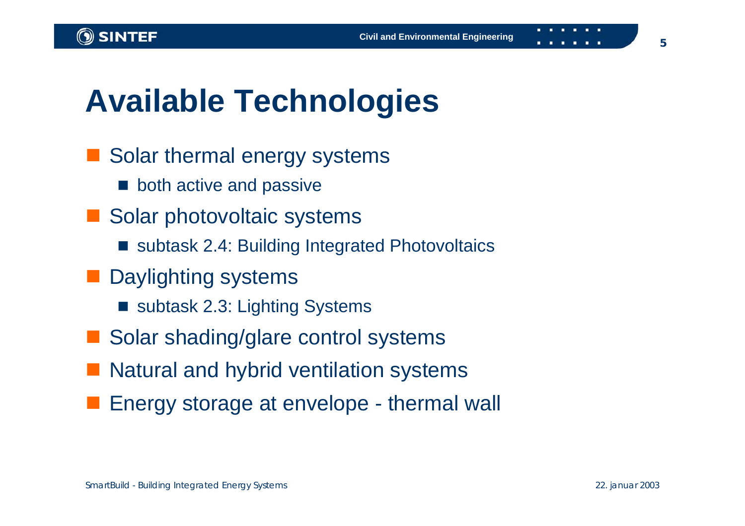# Available Technologies

- Solar thermal energy systems
  - both active and passive
- Solar photovoltaic systems
  - subtask 2.4: Building Integrated Photovoltaics
- Daylighting systems
  - subtask 2.3: Lighting Systems
- Solar shading/glare control systems
- Natural and hybrid ventilation systems
- Energy storage at envelope - thermal wall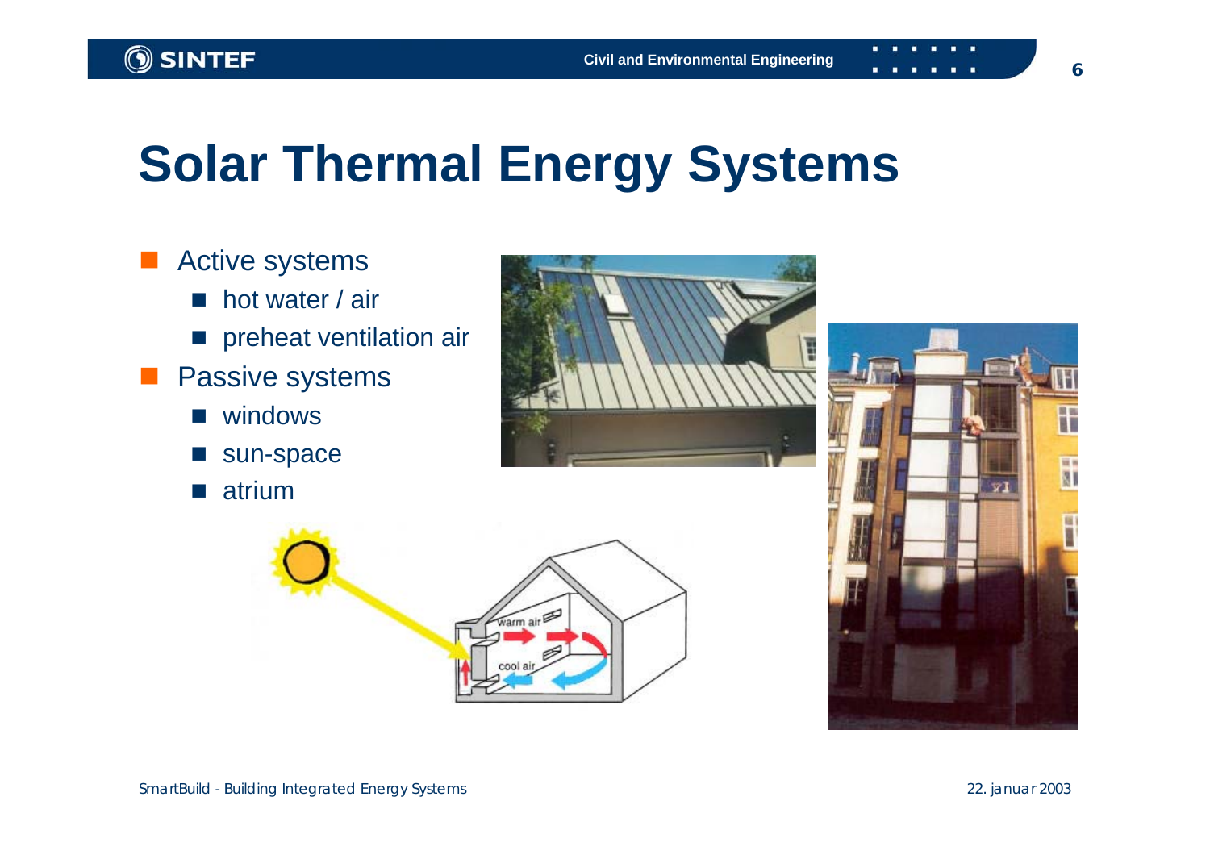# Solar Thermal Energy Systems

- Active systems
  - hot water / air
  - preheat ventilation air
- Passive systems
  - windows
  - sun-space
  - atrium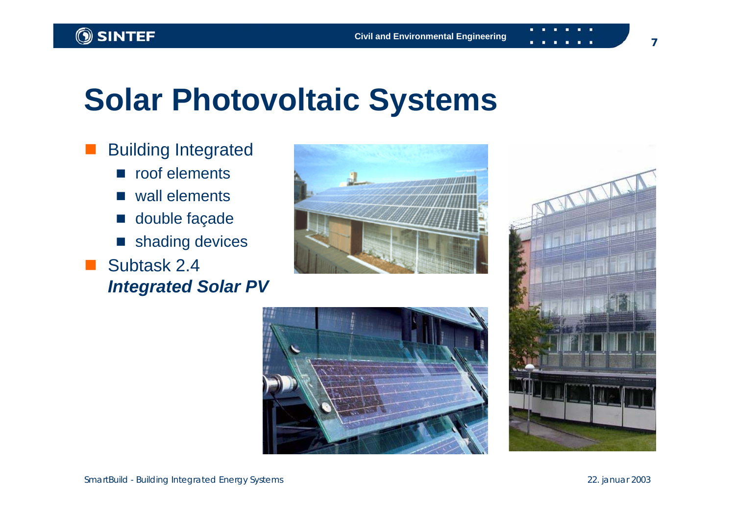# Solar Photovoltaic Systems

- Building Integrated
  - roof elements
  - wall elements
  - double façade
  - shading devices
- Subtask 2.4
  ***Integrated Solar PV***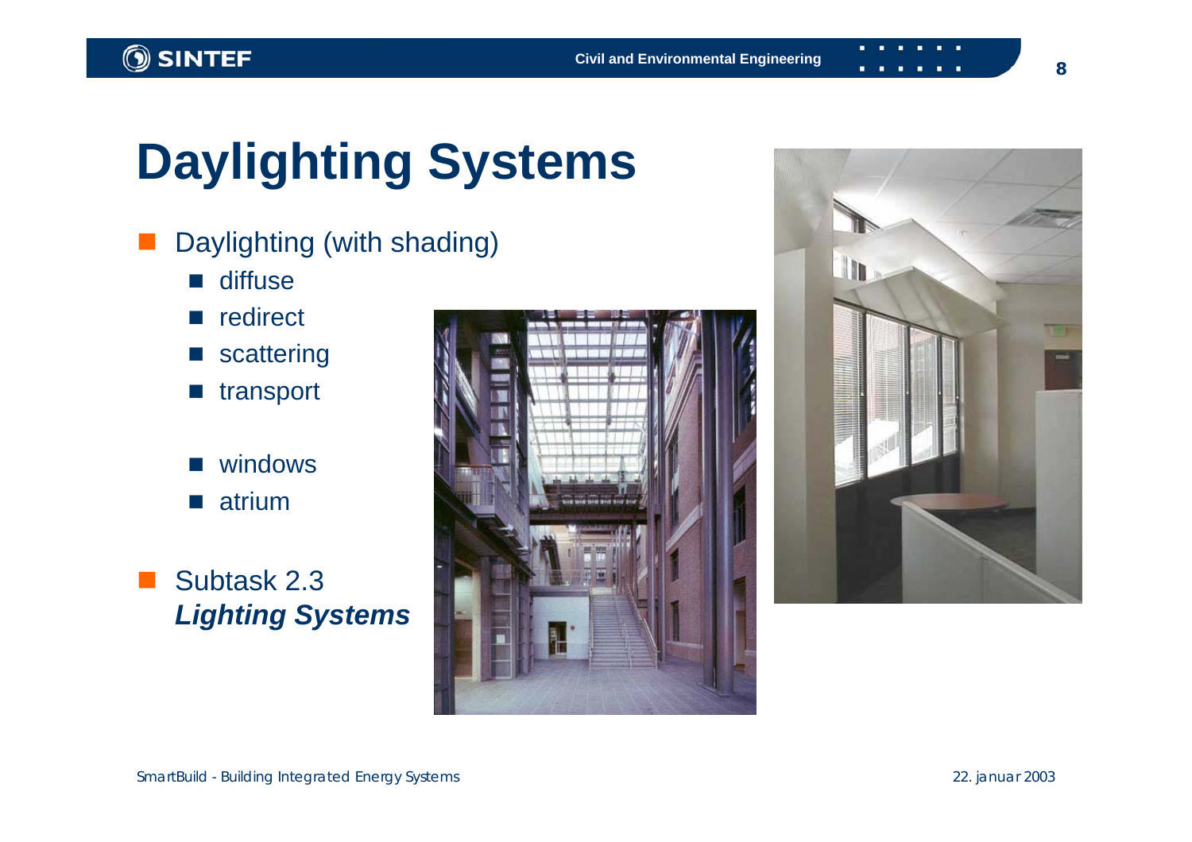# Daylighting Systems

- Daylighting (with shading)
  - diffuse
  - redirect
  - scattering
  - transport

  - windows
  - atrium

- Subtask 2.3
  ***Lighting Systems***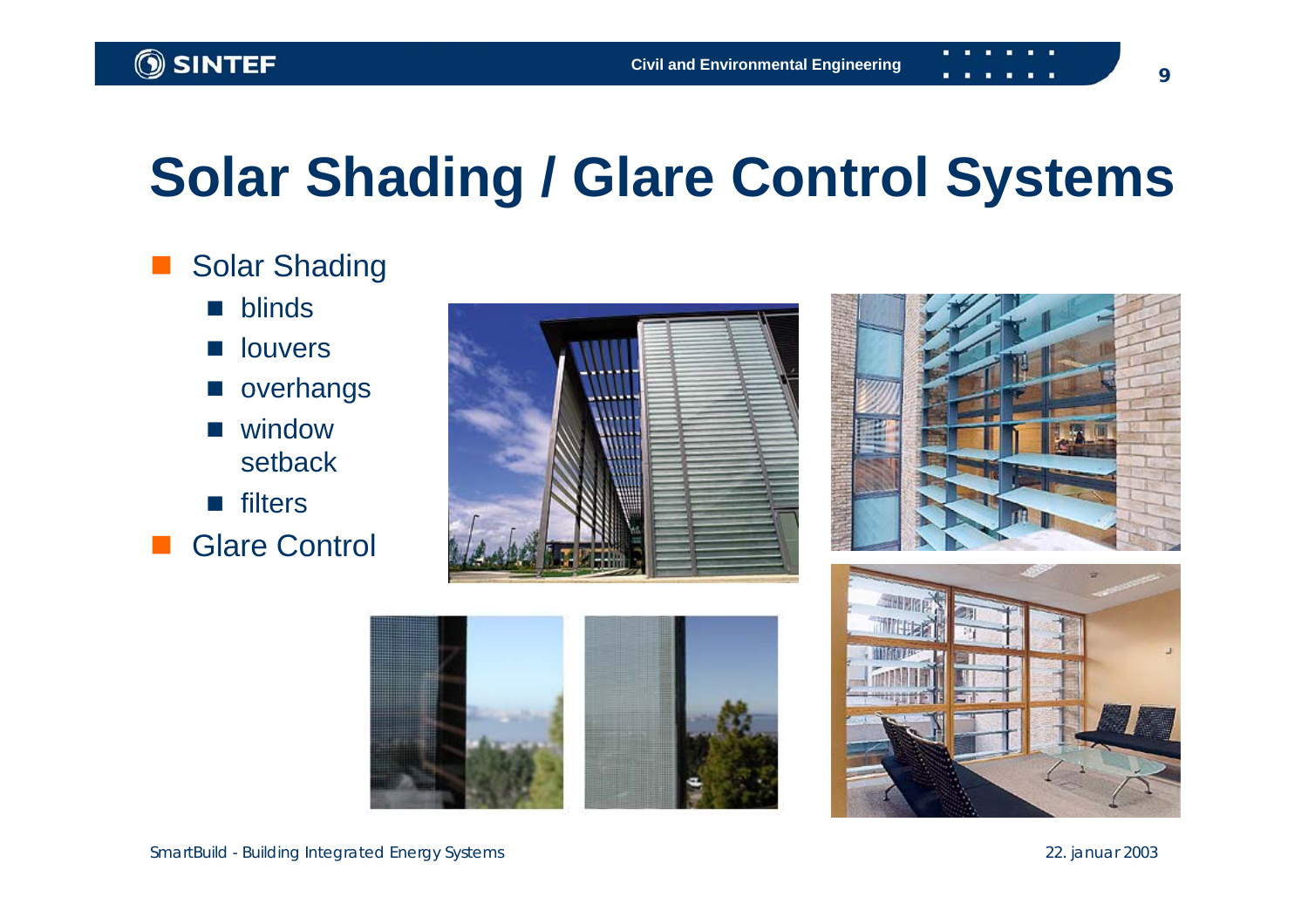# Solar Shading / Glare Control Systems

- Solar Shading
  - blinds
  - louvers
  - overhangs
  - window setback
  - filters
- Glare Control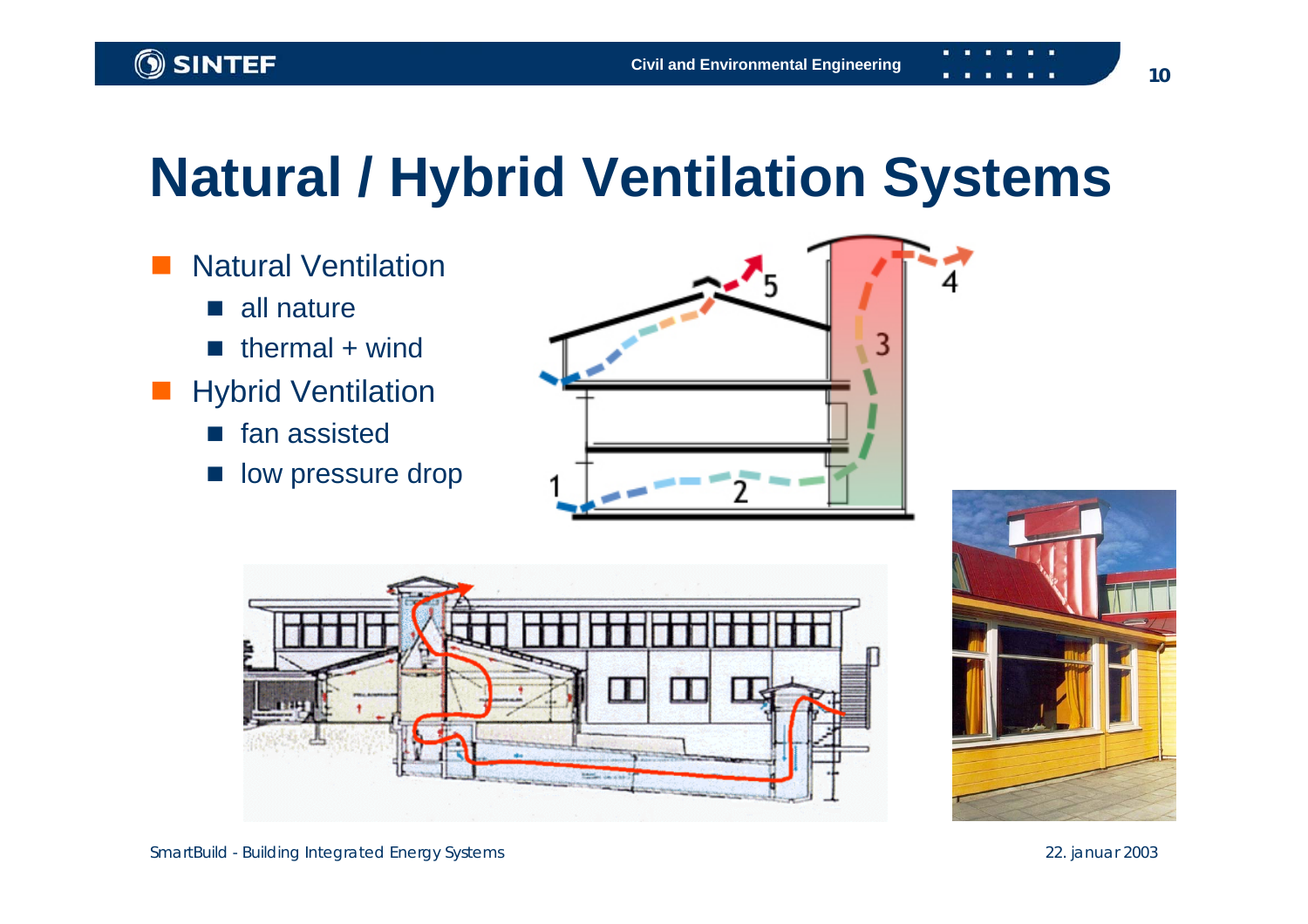# Natural / Hybrid Ventilation Systems

- Natural Ventilation
  - all nature
  - thermal + wind
- Hybrid Ventilation
  - fan assisted
  - low pressure drop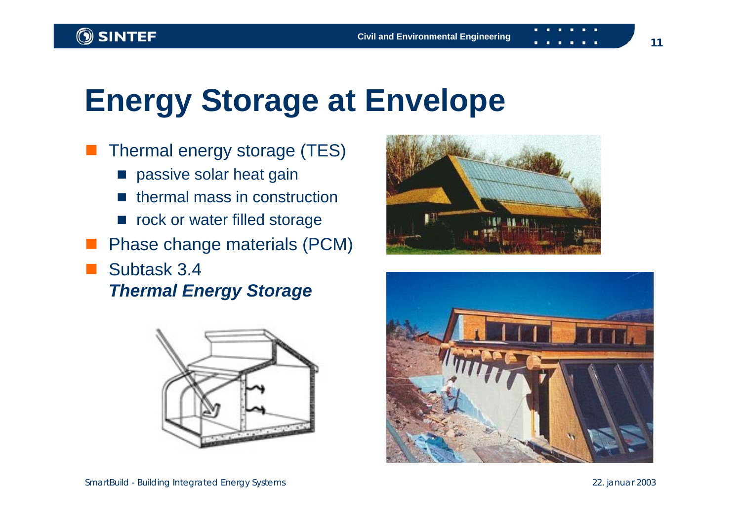# Energy Storage at Envelope

- Thermal energy storage (TES)
  - passive solar heat gain
  - thermal mass in construction
  - rock or water filled storage
- Phase change materials (PCM)
- Subtask 3.4
  ***Thermal Energy Storage***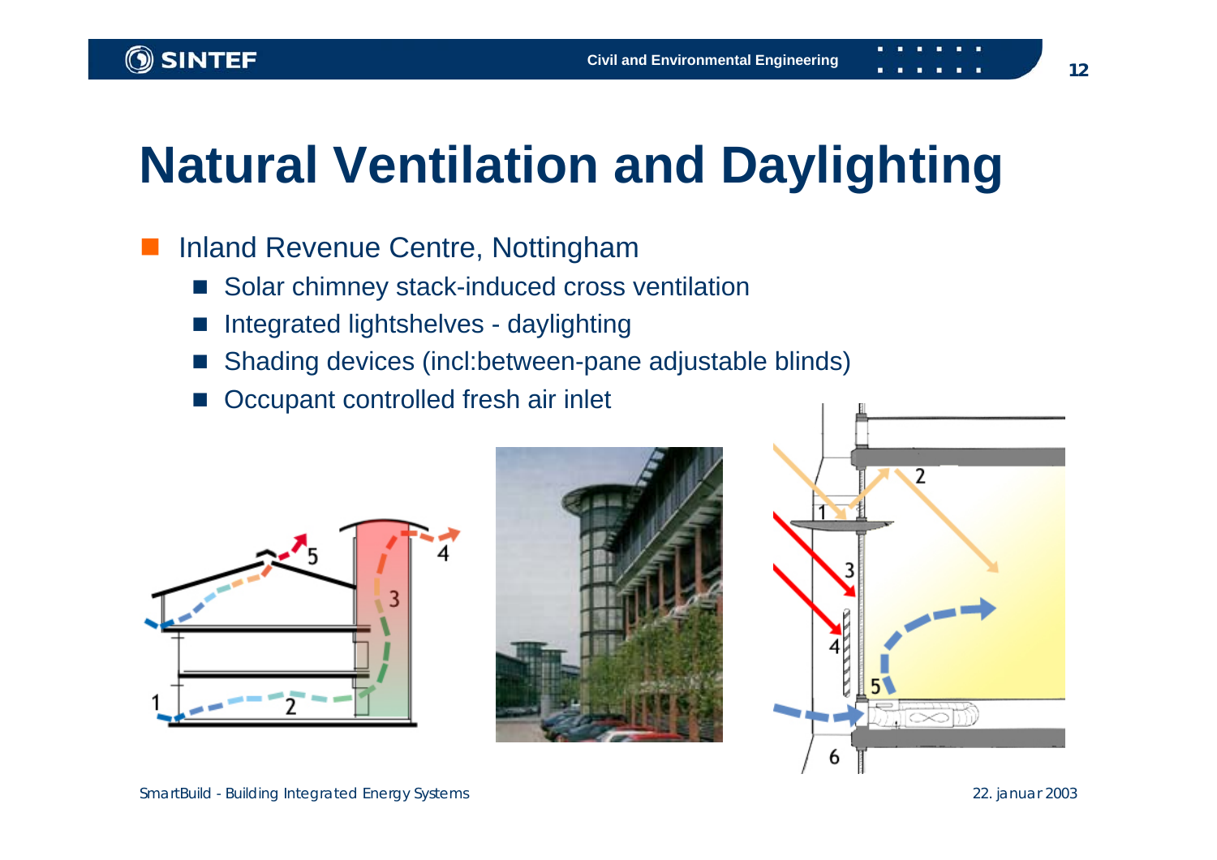# Natural Ventilation and Daylighting

- Inland Revenue Centre, Nottingham
  - Solar chimney stack-induced cross ventilation
  - Integrated lightshelves - daylighting
  - Shading devices (incl:between-pane adjustable blinds)
  - Occupant controlled fresh air inlet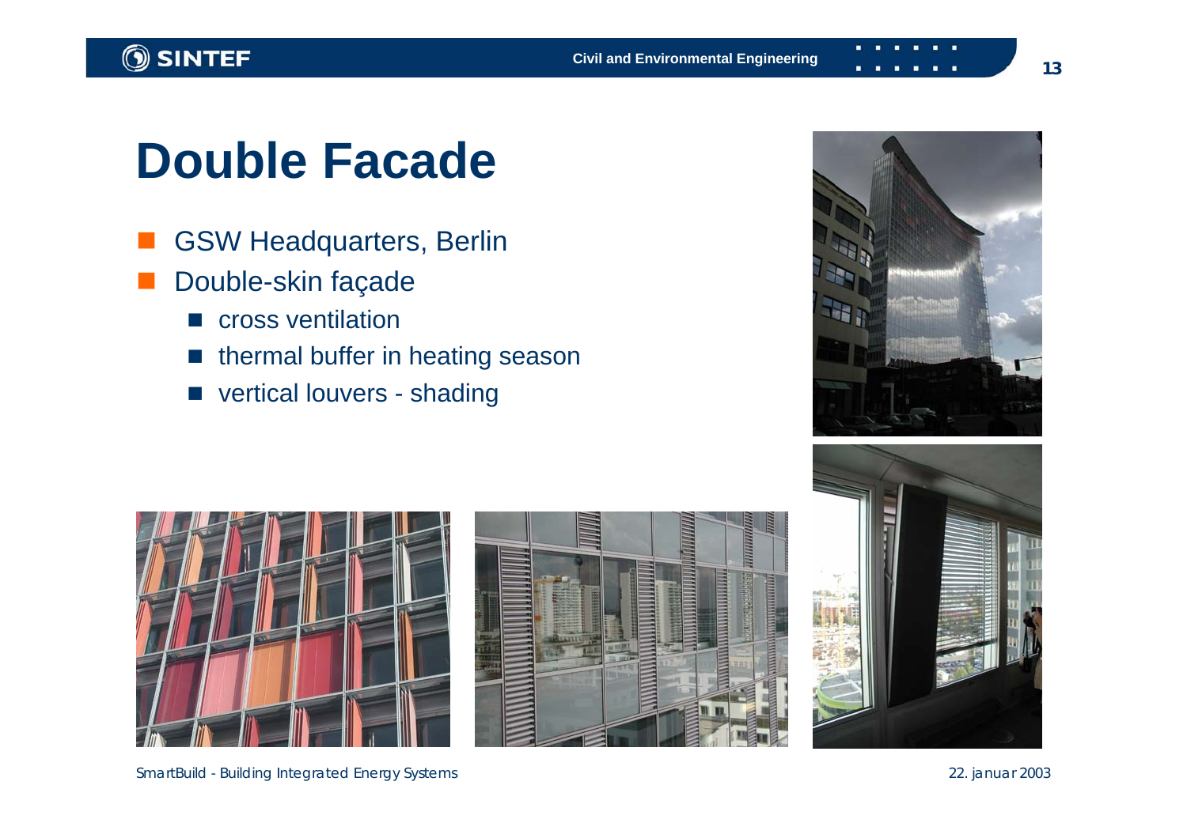# Double Facade

- GSW Headquarters, Berlin
- Double-skin façade
  - cross ventilation
  - thermal buffer in heating season
  - vertical louvers - shading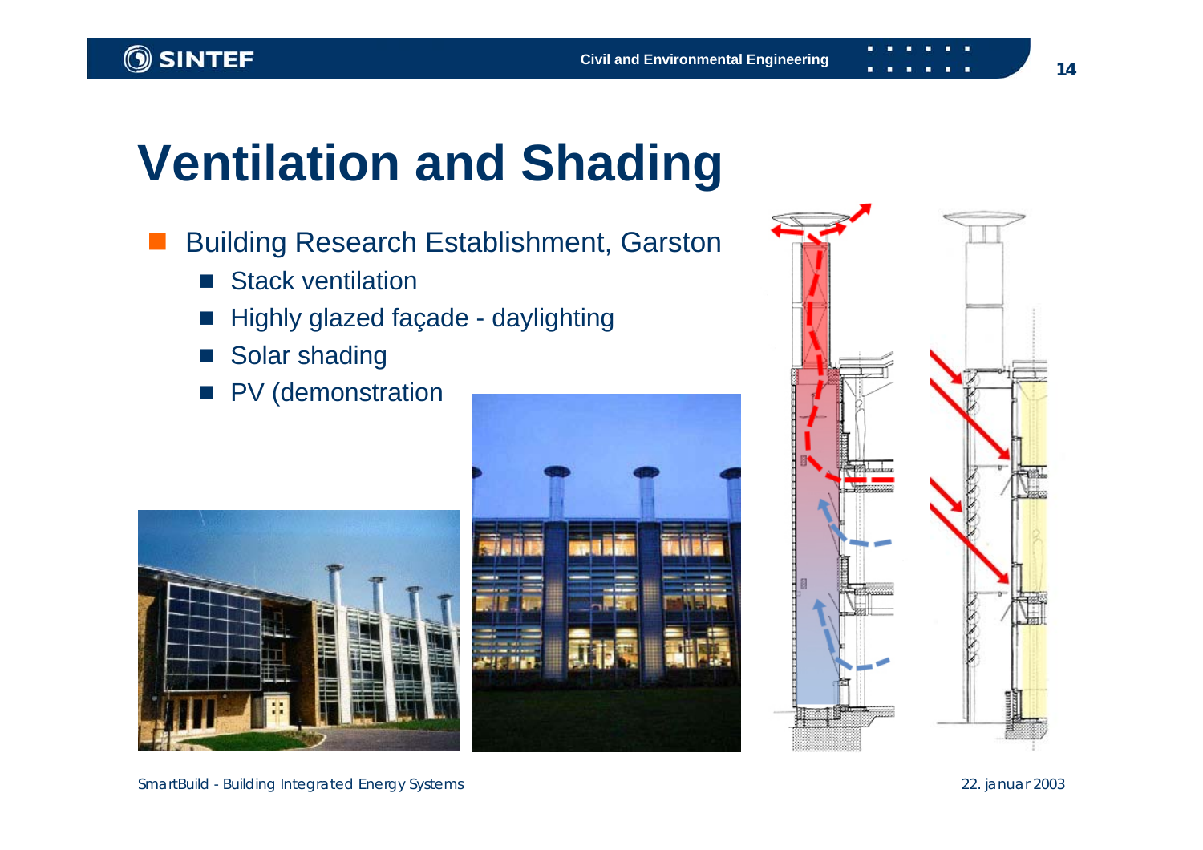# Ventilation and Shading

- Building Research Establishment, Garston
  - Stack ventilation
  - Highly glazed façade - daylighting
  - Solar shading
  - PV (demonstration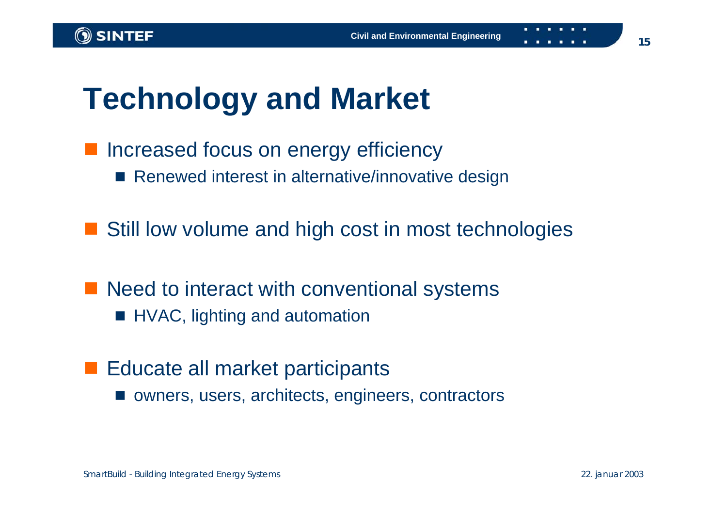# Technology and Market

- Increased focus on energy efficiency
  - Renewed interest in alternative/innovative design
- Still low volume and high cost in most technologies
- Need to interact with conventional systems
  - HVAC, lighting and automation
- Educate all market participants
  - owners, users, architects, engineers, contractors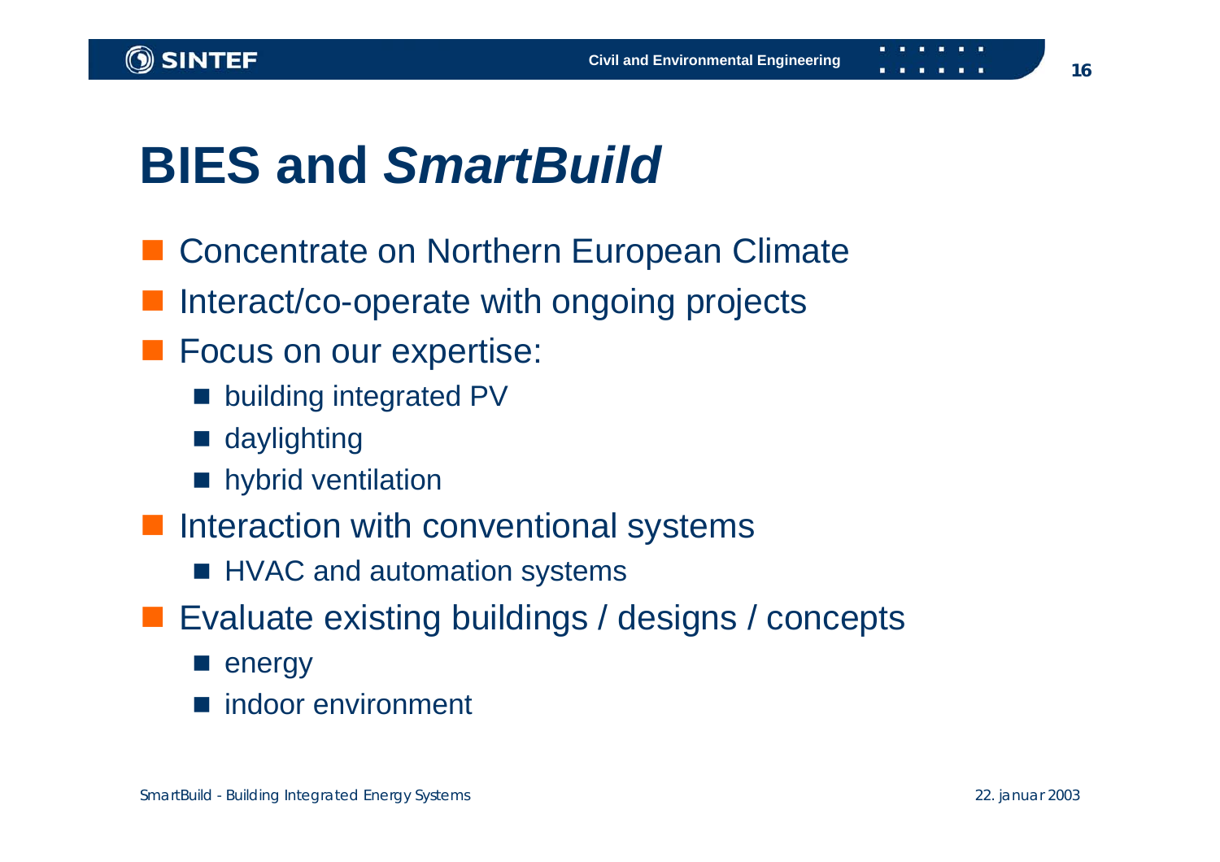# BIES and *SmartBuild*

- Concentrate on Northern European Climate
- Interact/co-operate with ongoing projects
- Focus on our expertise:
  - building integrated PV
  - daylighting
  - hybrid ventilation
- Interaction with conventional systems
  - HVAC and automation systems
- Evaluate existing buildings / designs / concepts
  - energy
  - indoor environment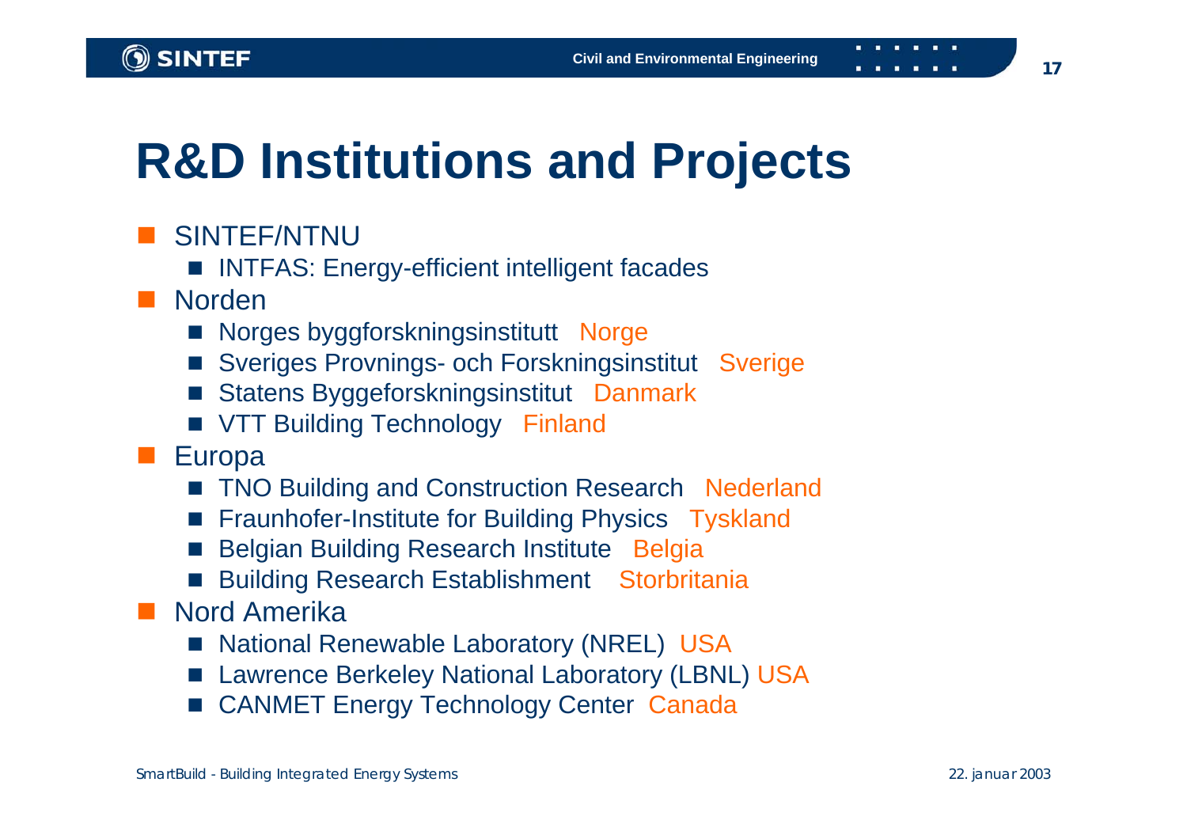# R&D Institutions and Projects

- SINTEF/NTNU
  - INTFAS: Energy-efficient intelligent facades
- Norden
  - Norges byggforskningsinstitutt Norge
  - Sveriges Provnings- och Forskningsinstitut Sverige
  - Statens Byggeforskningsinstitut Danmark
  - VTT Building Technology Finland
- Europa
  - TNO Building and Construction Research Nederland
  - Fraunhofer-Institute for Building Physics Tyskland
  - Belgian Building Research Institute Belgia
  - Building Research Establishment Storbritania
- Nord Amerika
  - National Renewable Laboratory (NREL) USA
  - Lawrence Berkeley National Laboratory (LBNL) USA
  - CANMET Energy Technology Center Canada